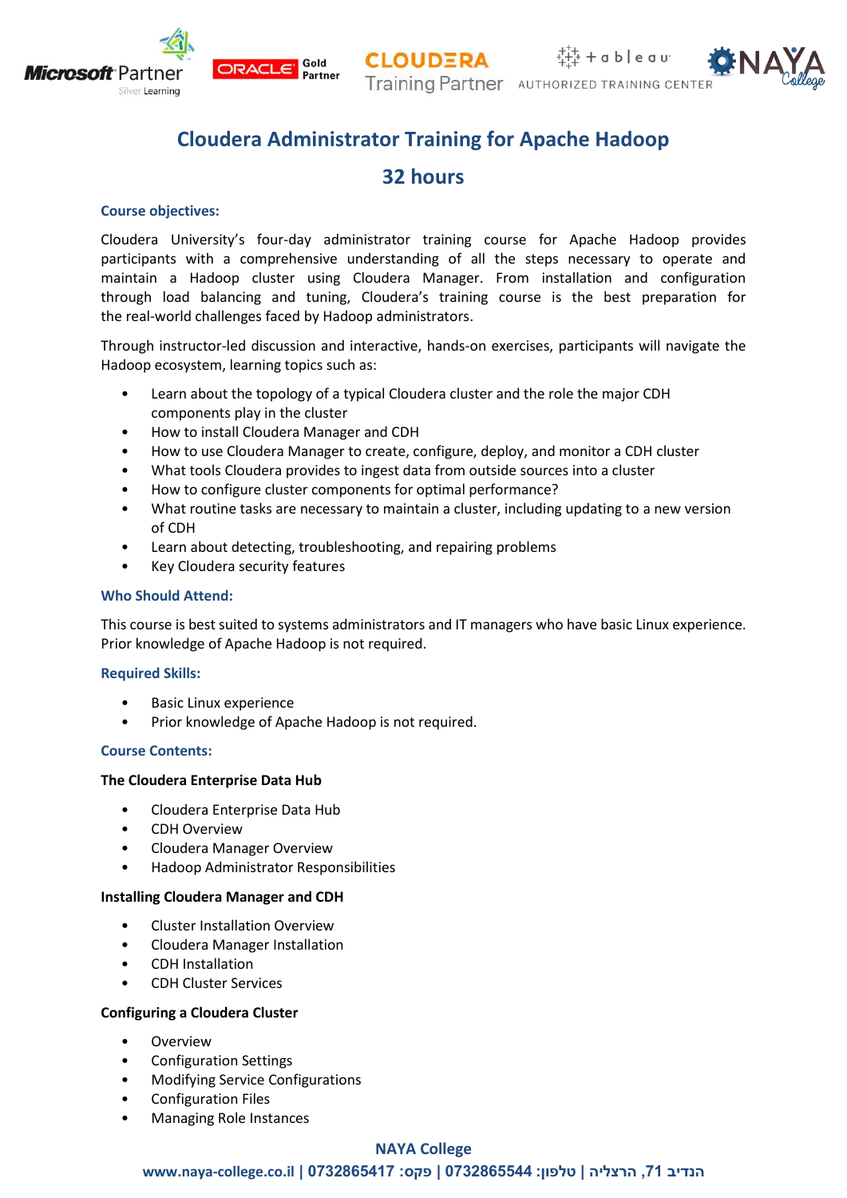# Cloudera Administrator Training for Apache Hadoop

## 32 hours

### Course objectives:

Cloudera University's four-day administrator training course for Apache Hadoop provides participants with a comprehensive understanding of all the steps necessary to operate and maintain a Hadoop cluster using Cloudera Manager. From installation and configuration through load balancing and tuning, Cloudera's training course is the best preparation for the real-world challenges faced by Hadoop administrators.

Through instructor-led discussion and interactive, hands-on exercises, participants will navigate the Hadoop ecosystem, learning topics such as:

- Learn about the topology of a typical Cloudera cluster and the role the major CDH components play in the cluster
- How to install Cloudera Manager and CDH
- How to use Cloudera Manager to create, configure, deploy, and monitor a CDH cluster
- What tools Cloudera provides to ingest data from outside sources into a cluster
- How to configure cluster components for optimal performance?
- What routine tasks are necessary to maintain a cluster, including updating to a new version of CDH
- Learn about detecting, troubleshooting, and repairing problems
- Key Cloudera security features

### Who Should Attend:

This course is best suited to systems administrators and IT managers who have basic Linux experience. Prior knowledge of Apache Hadoop is not required.

### Required Skills:

- Basic Linux experience
- Prior knowledge of Apache Hadoop is not required.

### Course Contents:

**The Cloudera Enterprise Data Hub**

- Cloudera Enterprise Data Hub
- CDH Overview
- Cloudera Manager Overview
- Hadoop Administrator Responsibilities

**Installing Cloudera Manager and CDH**

- Cluster Installation Overview
- Cloudera Manager Installation
- CDH Installation
- CDH Cluster Services

**Configuring a Cloudera Cluster**

- Overview
- Configuration Settings
- Modifying Service Configurations
- Configuration Files
- Managing Role Instances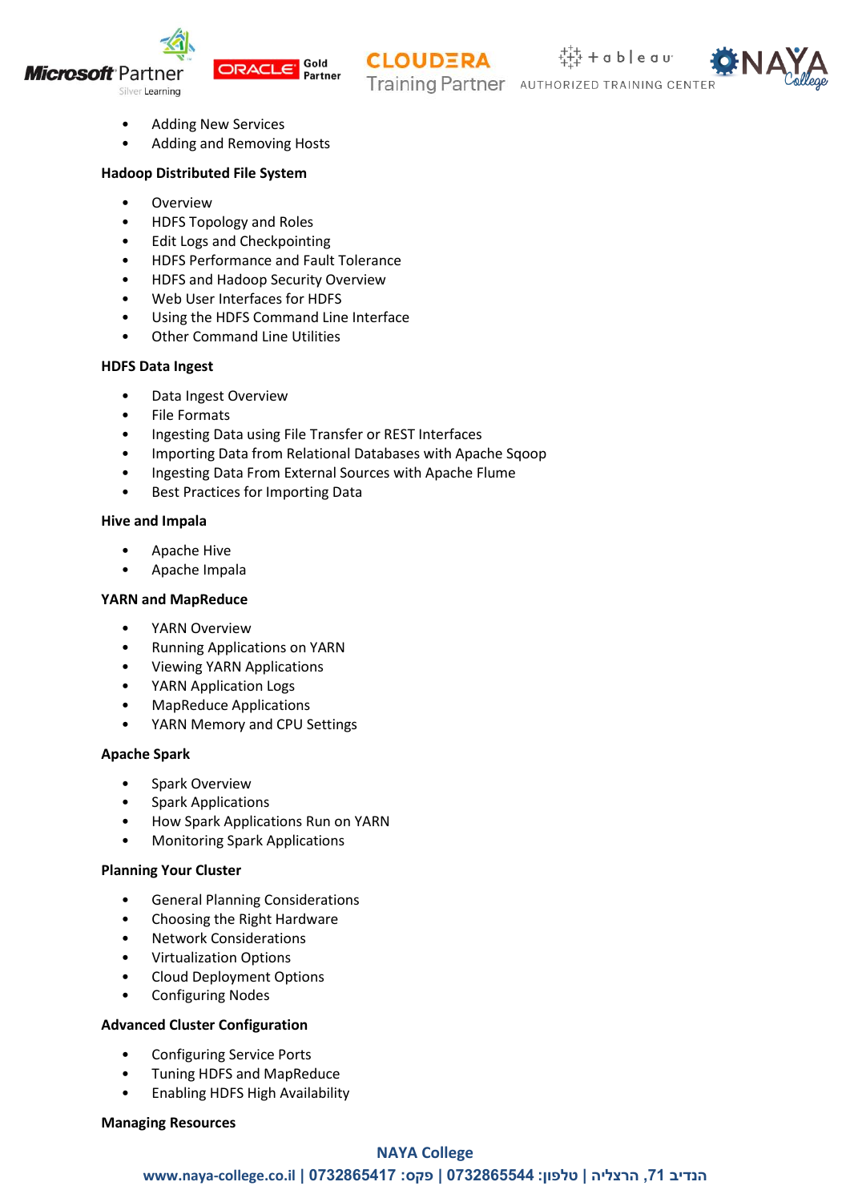- Adding New Services
- Adding and Removing Hosts

**Hadoop Distributed File System**

- Overview
- HDFS Topology and Roles
- Edit Logs and Checkpointing
- HDFS Performance and Fault Tolerance
- HDFS and Hadoop Security Overview
- Web User Interfaces for HDFS
- Using the HDFS Command Line Interface
- Other Command Line Utilities

**HDFS Data Ingest**

- Data Ingest Overview
- File Formats
- Ingesting Data using File Transfer or REST Interfaces
- Importing Data from Relational Databases with Apache Sqoop
- Ingesting Data From External Sources with Apache Flume
- Best Practices for Importing Data

**Hive and Impala**

- Apache Hive
- Apache Impala

**YARN and MapReduce**

- YARN Overview
- Running Applications on YARN
- Viewing YARN Applications
- YARN Application Logs
- MapReduce Applications
- YARN Memory and CPU Settings

**Apache Spark**

- Spark Overview
- Spark Applications
- How Spark Applications Run on YARN
- Monitoring Spark Applications

**Planning Your Cluster**

- General Planning Considerations
- Choosing the Right Hardware
- Network Considerations
- Virtualization Options
- Cloud Deployment Options
- Configuring Nodes

**Advanced Cluster Configuration**

- Configuring Service Ports
- Tuning HDFS and MapReduce
- Enabling HDFS High Availability

**Managing Resources**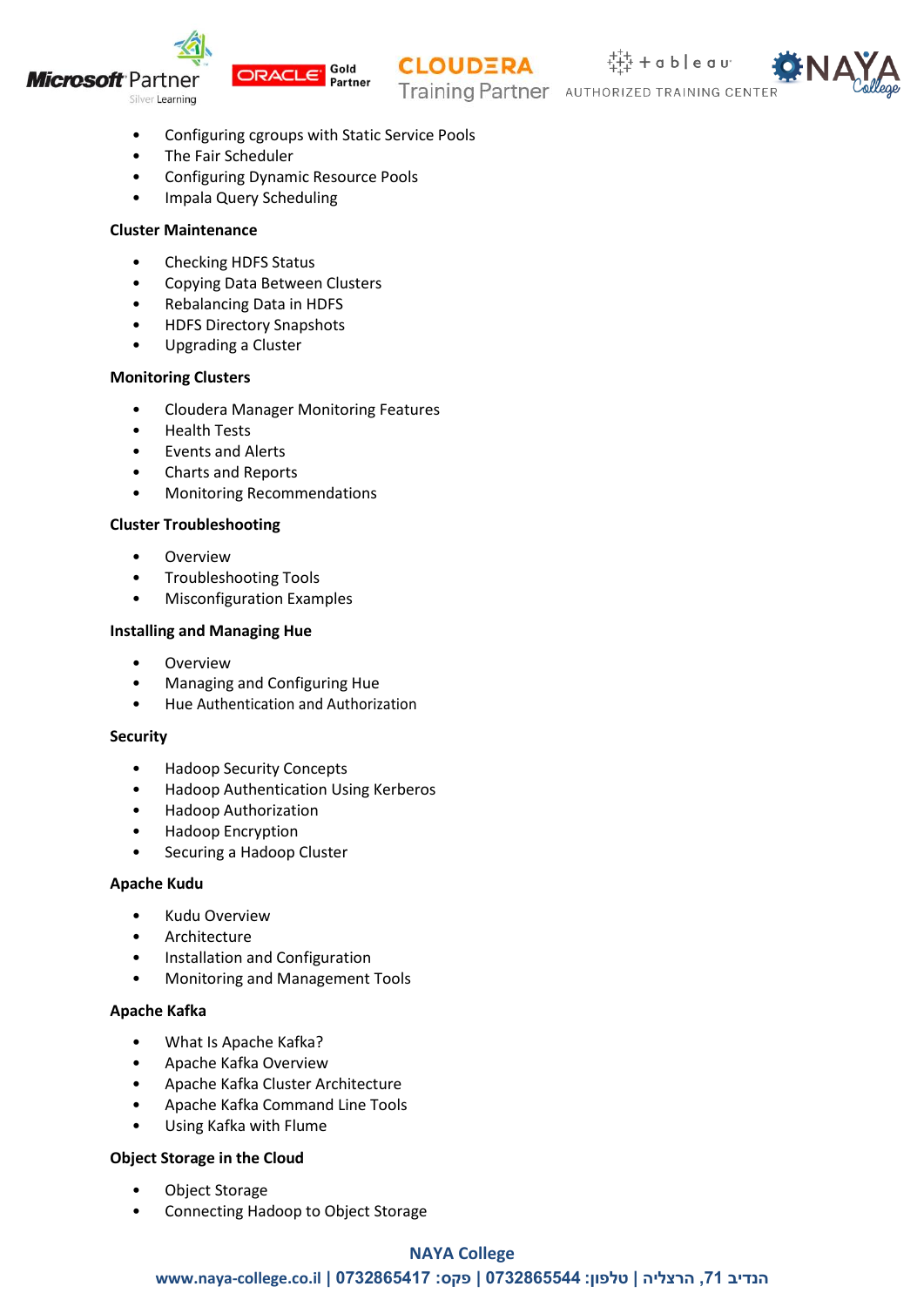- Configuring cgroups with Static Service Pools
- The Fair Scheduler
- Configuring Dynamic Resource Pools
- Impala Query Scheduling

**Cluster Maintenance**

- Checking HDFS Status
- Copying Data Between Clusters
- Rebalancing Data in HDFS
- HDFS Directory Snapshots
- Upgrading a Cluster

**Monitoring Clusters**

- Cloudera Manager Monitoring Features
- Health Tests
- Events and Alerts
- Charts and Reports
- Monitoring Recommendations

**Cluster Troubleshooting**

- Overview
- Troubleshooting Tools
- Misconfiguration Examples

**Installing and Managing Hue**

- Overview
- Managing and Configuring Hue
- Hue Authentication and Authorization

**Security**

- Hadoop Security Concepts
- Hadoop Authentication Using Kerberos
- Hadoop Authorization
- Hadoop Encryption
- Securing a Hadoop Cluster

**Apache Kudu**

- Kudu Overview
- Architecture
- Installation and Configuration
- Monitoring and Management Tools

**Apache Kafka**

- What Is Apache Kafka?
- Apache Kafka Overview
- Apache Kafka Cluster Architecture
- Apache Kafka Command Line Tools
- Using Kafka with Flume

**Object Storage in the Cloud**

- Object Storage
- Connecting Hadoop to Object Storage